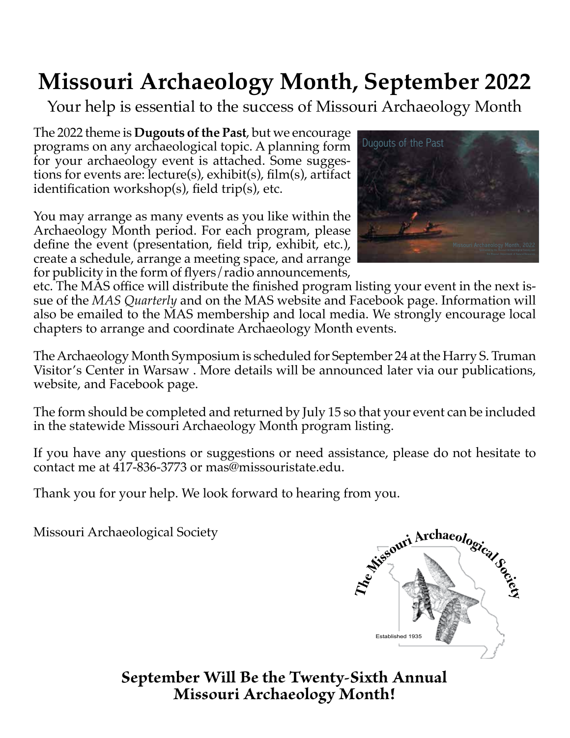# Missouri Archaeology Month, September 2022

Your help is essential to the success of Missouri Archaeology Month

The 2022 theme is **Dugouts of the Past**, but we encourage programs on any archaeological topic. A planning form for your archaeology event is attached. Some suggestions for events are: lecture(s), exhibit(s), film(s), artifact identification workshop(s), field trip(s), etc.

You may arrange as many events as you like within the Archaeology Month period. For each program, please define the event (presentation, field trip, exhibit, etc.), create a schedule, arrange a meeting space, and arrange for publicity in the form of flyers/radio announcements, etc. The MAS office will distribute the finished program listing your event in the next issue of the *MAS Quarterly* and on the MAS website and Facebook page. Information will also be emailed to the MAS membership and local media. We strongly encourage local chapters to arrange and coordinate Archaeology Month events.

The Archaeology Month Symposium is scheduled for September 24 at the Harry S. Truman Visitor's Center in Warsaw . More details will be announced later via our publications, website, and Facebook page.

The form should be completed and returned by July 15 so that your event can be included in the statewide Missouri Archaeology Month program listing.

If you have any questions or suggestions or need assistance, please do not hesitate to contact me at 417-836-3773 or mas@missouristate.edu.

Thank you for your help. We look forward to hearing from you.

Missouri Archaeological Society

**September Will Be the Twenty-Sixth Annual Missouri Archaeology Month!**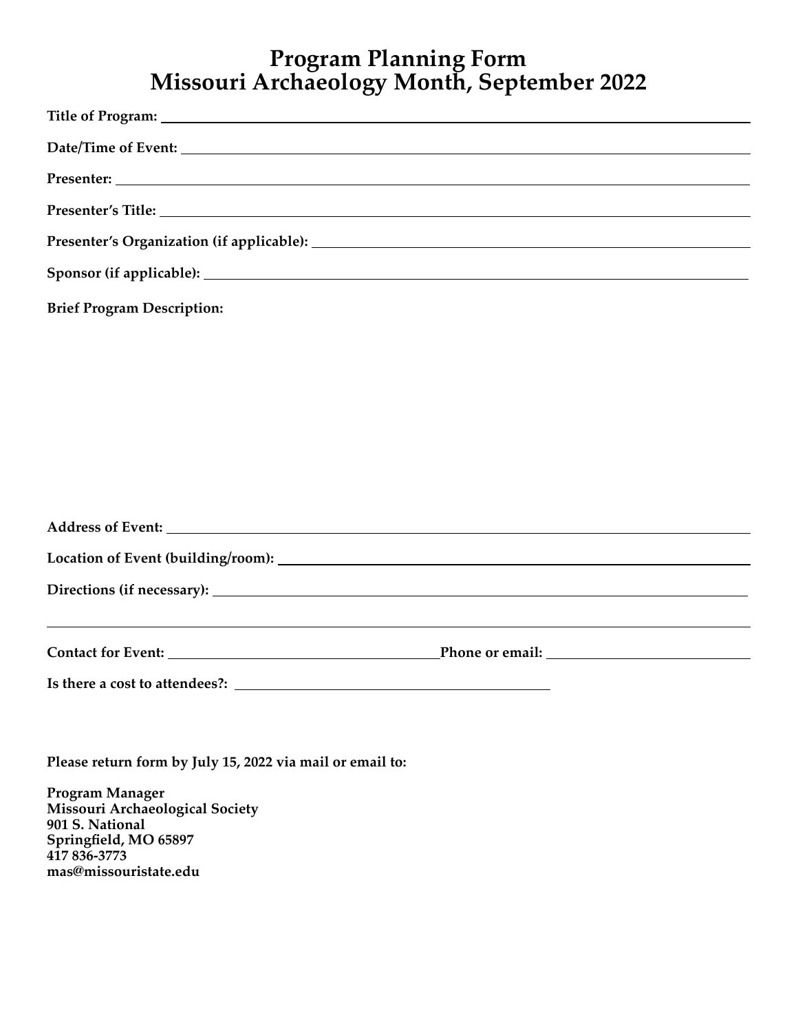# Program Planning Form
# Missouri Archaeology Month, September 2022

**Title of Program:** ____________________

**Date/Time of Event:** ____________________

**Presenter:** ____________________

**Presenter's Title:** ____________________

**Presenter's Organization (if applicable):** ____________________

**Sponsor (if applicable):** ____________________

**Brief Program Description:**

**Address of Event:** ____________________

**Location of Event (building/room):** ____________________

**Directions (if necessary):** ____________________

____________________

**Contact for Event:** ____________________ **Phone or email:** ____________________

**Is there a cost to attendees?:** ____________________

**Please return form by July 15, 2022 via mail or email to:**

**Program Manager**
**Missouri Archaeological Society**
**901 S. National**
**Springfield, MO 65897**
**417 836-3773**
**mas@missouristate.edu**